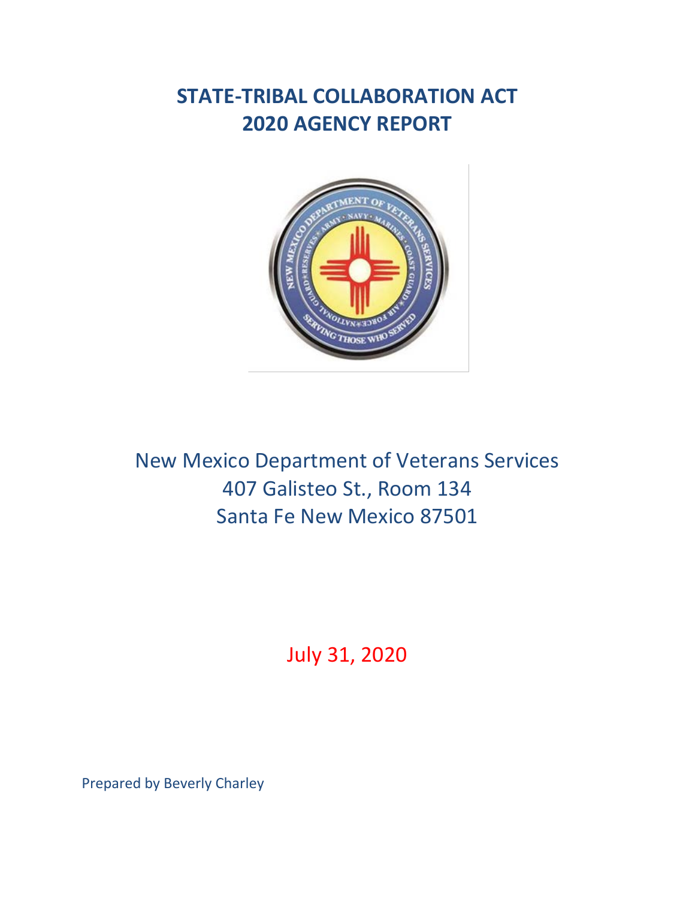# STATE-TRIBAL COLLABORATION ACT
# 2020 AGENCY REPORT

New Mexico Department of Veterans Services
407 Galisteo St., Room 134
Santa Fe New Mexico 87501

July 31, 2020

Prepared by Beverly Charley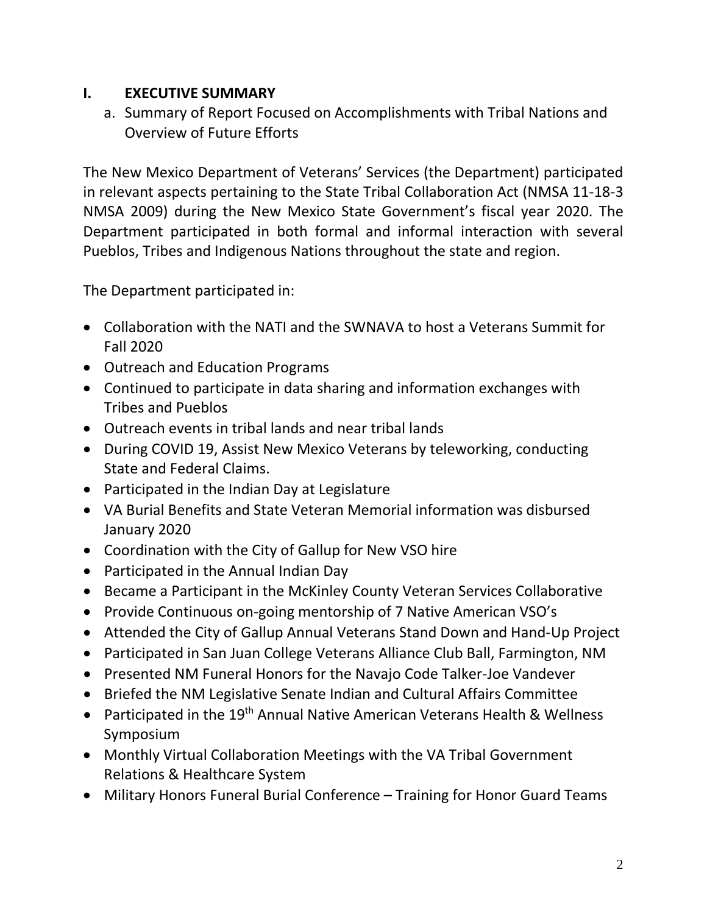## I. EXECUTIVE SUMMARY

a. Summary of Report Focused on Accomplishments with Tribal Nations and Overview of Future Efforts

The New Mexico Department of Veterans' Services (the Department) participated in relevant aspects pertaining to the State Tribal Collaboration Act (NMSA 11-18-3 NMSA 2009) during the New Mexico State Government's fiscal year 2020. The Department participated in both formal and informal interaction with several Pueblos, Tribes and Indigenous Nations throughout the state and region.

The Department participated in:

- Collaboration with the NATI and the SWNAVA to host a Veterans Summit for Fall 2020
- Outreach and Education Programs
- Continued to participate in data sharing and information exchanges with Tribes and Pueblos
- Outreach events in tribal lands and near tribal lands
- During COVID 19, Assist New Mexico Veterans by teleworking, conducting State and Federal Claims.
- Participated in the Indian Day at Legislature
- VA Burial Benefits and State Veteran Memorial information was disbursed January 2020
- Coordination with the City of Gallup for New VSO hire
- Participated in the Annual Indian Day
- Became a Participant in the McKinley County Veteran Services Collaborative
- Provide Continuous on-going mentorship of 7 Native American VSO's
- Attended the City of Gallup Annual Veterans Stand Down and Hand-Up Project
- Participated in San Juan College Veterans Alliance Club Ball, Farmington, NM
- Presented NM Funeral Honors for the Navajo Code Talker-Joe Vandever
- Briefed the NM Legislative Senate Indian and Cultural Affairs Committee
- Participated in the 19th Annual Native American Veterans Health & Wellness Symposium
- Monthly Virtual Collaboration Meetings with the VA Tribal Government Relations & Healthcare System
- Military Honors Funeral Burial Conference – Training for Honor Guard Teams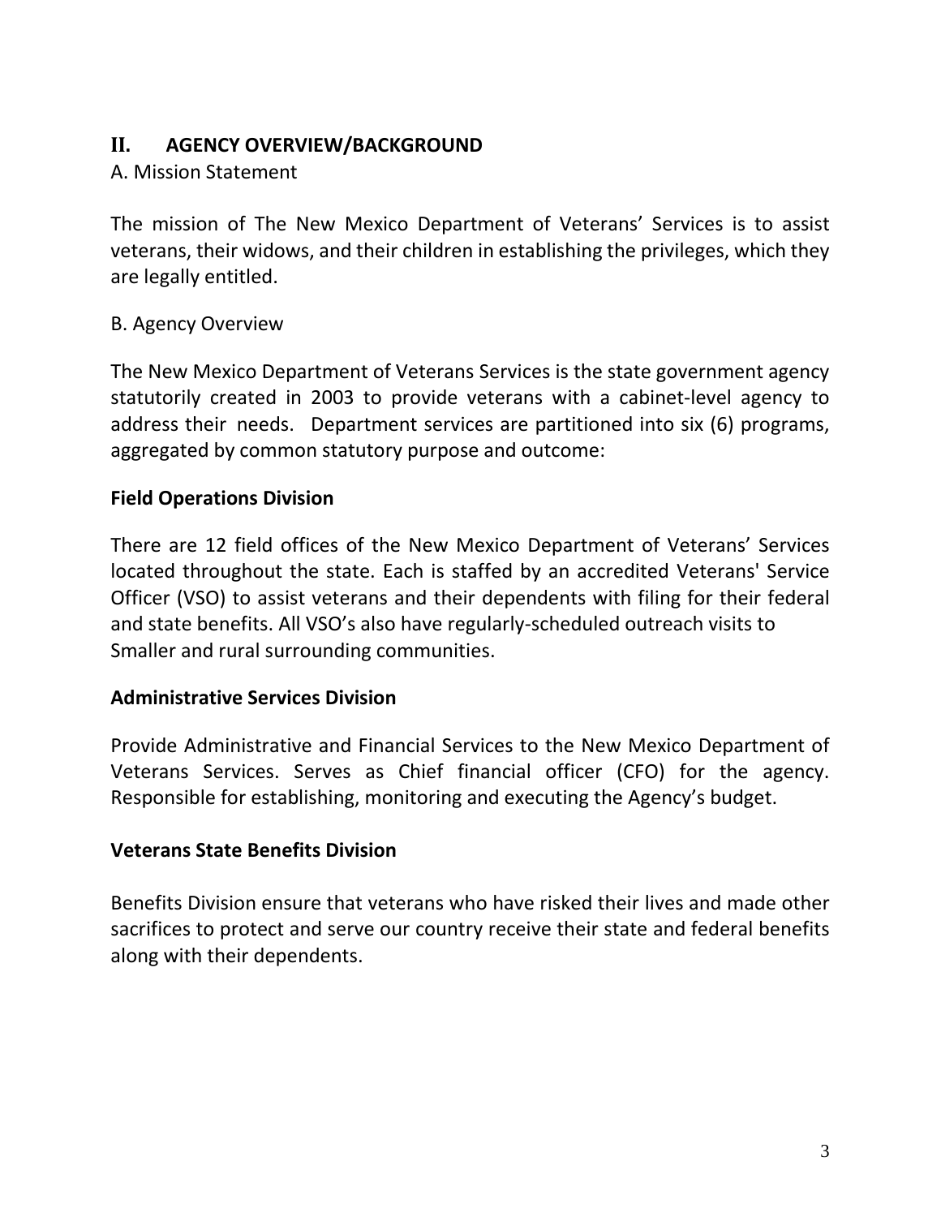## II. AGENCY OVERVIEW/BACKGROUND

A. Mission Statement

The mission of The New Mexico Department of Veterans' Services is to assist veterans, their widows, and their children in establishing the privileges, which they are legally entitled.

B. Agency Overview

The New Mexico Department of Veterans Services is the state government agency statutorily created in 2003 to provide veterans with a cabinet-level agency to address their needs. Department services are partitioned into six (6) programs, aggregated by common statutory purpose and outcome:

**Field Operations Division**

There are 12 field offices of the New Mexico Department of Veterans' Services located throughout the state. Each is staffed by an accredited Veterans' Service Officer (VSO) to assist veterans and their dependents with filing for their federal and state benefits. All VSO's also have regularly-scheduled outreach visits to Smaller and rural surrounding communities.

**Administrative Services Division**

Provide Administrative and Financial Services to the New Mexico Department of Veterans Services. Serves as Chief financial officer (CFO) for the agency. Responsible for establishing, monitoring and executing the Agency's budget.

**Veterans State Benefits Division**

Benefits Division ensure that veterans who have risked their lives and made other sacrifices to protect and serve our country receive their state and federal benefits along with their dependents.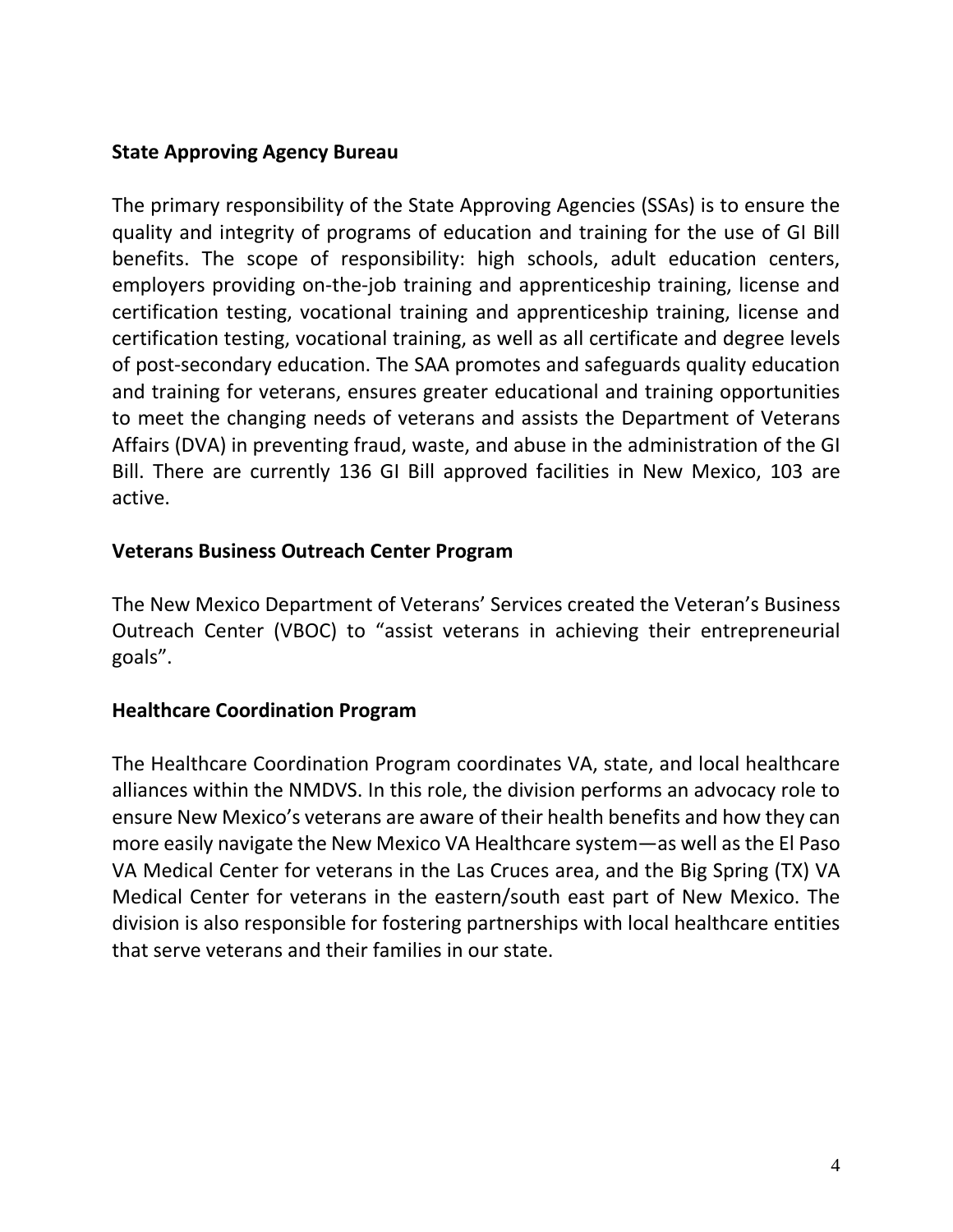**State Approving Agency Bureau**

The primary responsibility of the State Approving Agencies (SSAs) is to ensure the quality and integrity of programs of education and training for the use of GI Bill benefits. The scope of responsibility: high schools, adult education centers, employers providing on-the-job training and apprenticeship training, license and certification testing, vocational training and apprenticeship training, license and certification testing, vocational training, as well as all certificate and degree levels of post-secondary education. The SAA promotes and safeguards quality education and training for veterans, ensures greater educational and training opportunities to meet the changing needs of veterans and assists the Department of Veterans Affairs (DVA) in preventing fraud, waste, and abuse in the administration of the GI Bill. There are currently 136 GI Bill approved facilities in New Mexico, 103 are active.

**Veterans Business Outreach Center Program**

The New Mexico Department of Veterans' Services created the Veteran's Business Outreach Center (VBOC) to "assist veterans in achieving their entrepreneurial goals".

**Healthcare Coordination Program**

The Healthcare Coordination Program coordinates VA, state, and local healthcare alliances within the NMDVS. In this role, the division performs an advocacy role to ensure New Mexico's veterans are aware of their health benefits and how they can more easily navigate the New Mexico VA Healthcare system—as well as the El Paso VA Medical Center for veterans in the Las Cruces area, and the Big Spring (TX) VA Medical Center for veterans in the eastern/south east part of New Mexico. The division is also responsible for fostering partnerships with local healthcare entities that serve veterans and their families in our state.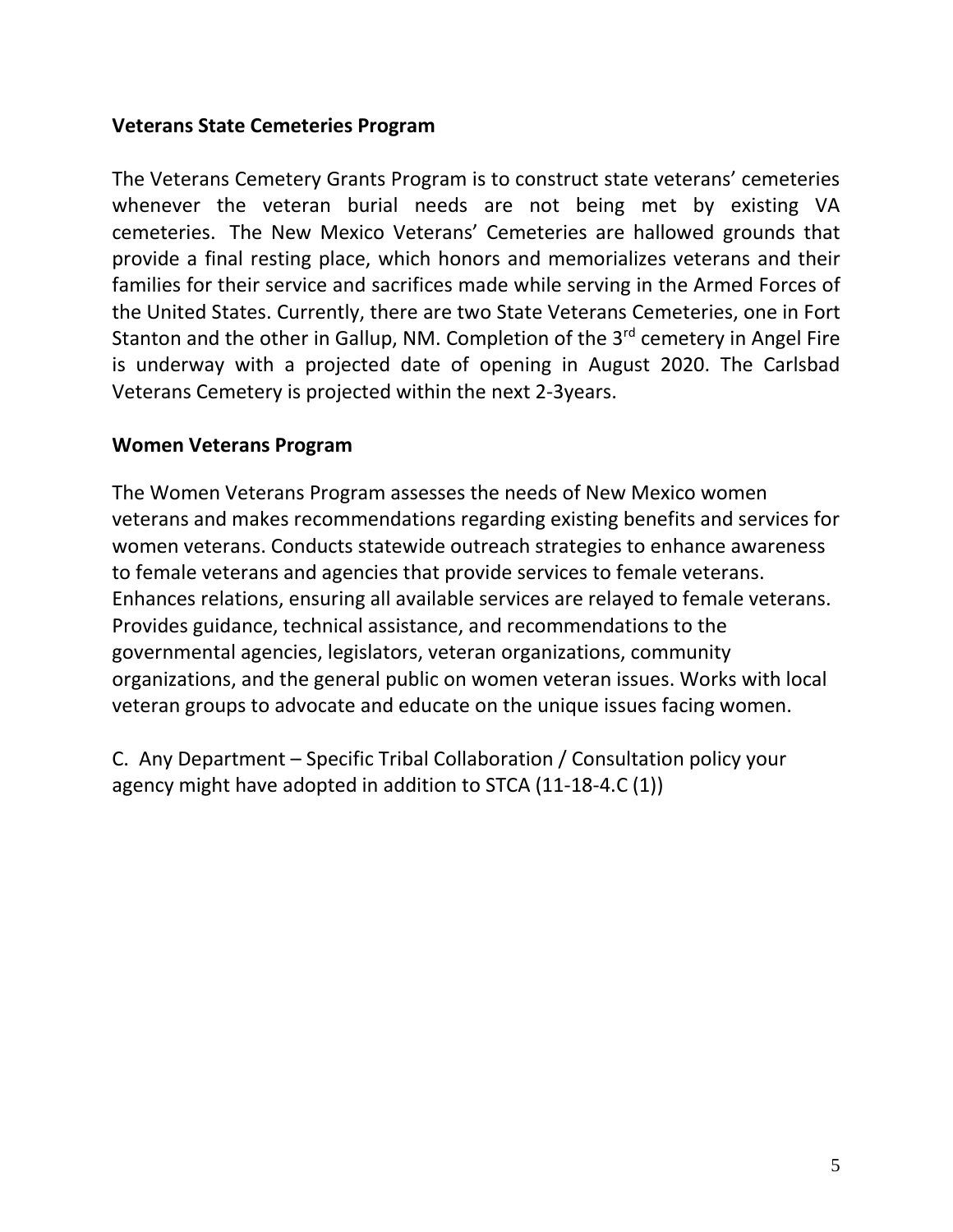**Veterans State Cemeteries Program**

The Veterans Cemetery Grants Program is to construct state veterans' cemeteries whenever the veteran burial needs are not being met by existing VA cemeteries. The New Mexico Veterans' Cemeteries are hallowed grounds that provide a final resting place, which honors and memorializes veterans and their families for their service and sacrifices made while serving in the Armed Forces of the United States. Currently, there are two State Veterans Cemeteries, one in Fort Stanton and the other in Gallup, NM. Completion of the 3rd cemetery in Angel Fire is underway with a projected date of opening in August 2020. The Carlsbad Veterans Cemetery is projected within the next 2-3years.

**Women Veterans Program**

The Women Veterans Program assesses the needs of New Mexico women veterans and makes recommendations regarding existing benefits and services for women veterans. Conducts statewide outreach strategies to enhance awareness to female veterans and agencies that provide services to female veterans. Enhances relations, ensuring all available services are relayed to female veterans. Provides guidance, technical assistance, and recommendations to the governmental agencies, legislators, veteran organizations, community organizations, and the general public on women veteran issues. Works with local veteran groups to advocate and educate on the unique issues facing women.

C. Any Department – Specific Tribal Collaboration / Consultation policy your agency might have adopted in addition to STCA (11-18-4.C (1))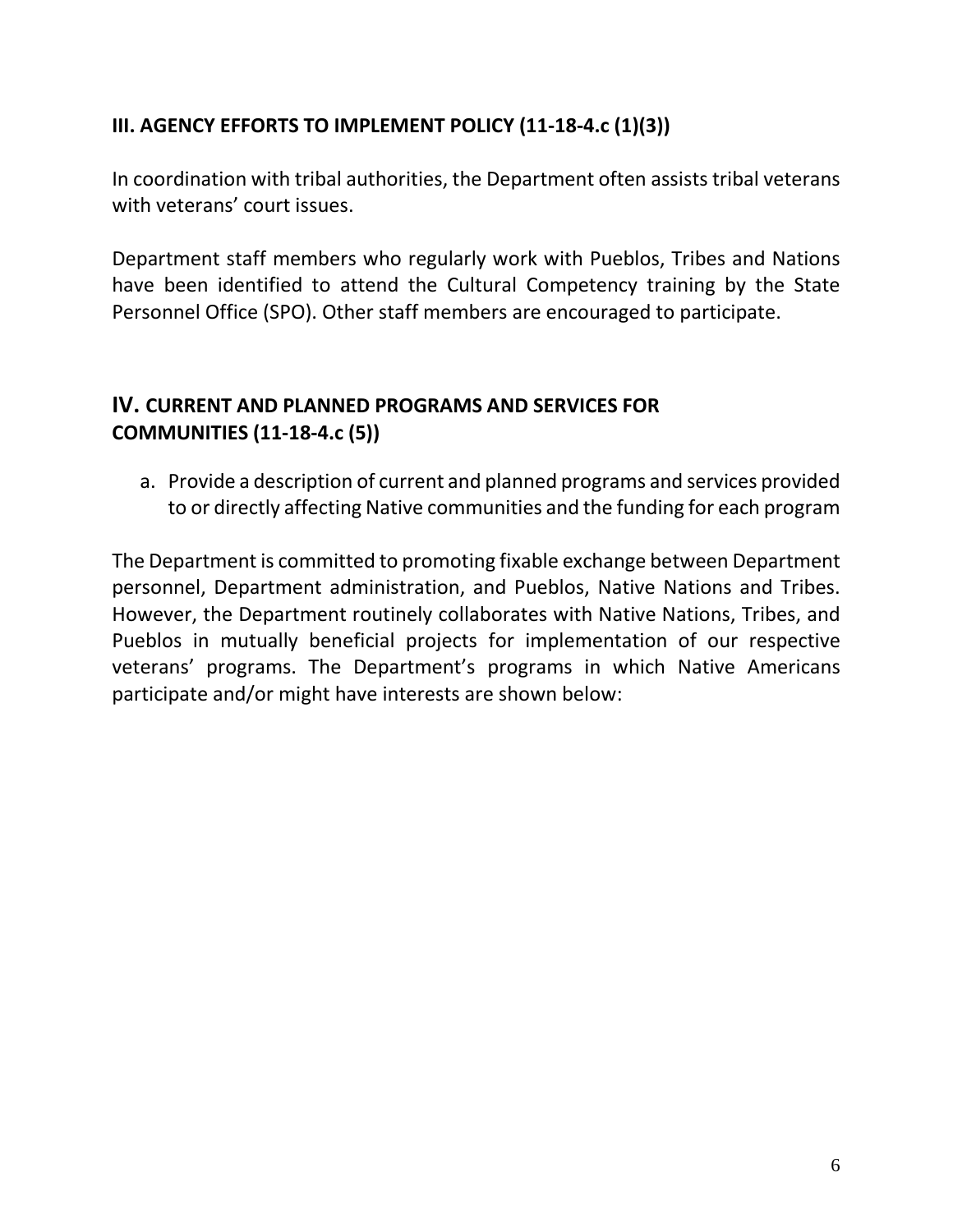## III. AGENCY EFFORTS TO IMPLEMENT POLICY (11-18-4.c (1)(3))

In coordination with tribal authorities, the Department often assists tribal veterans with veterans' court issues.

Department staff members who regularly work with Pueblos, Tribes and Nations have been identified to attend the Cultural Competency training by the State Personnel Office (SPO). Other staff members are encouraged to participate.

## IV. CURRENT AND PLANNED PROGRAMS AND SERVICES FOR COMMUNITIES (11-18-4.c (5))

a. Provide a description of current and planned programs and services provided to or directly affecting Native communities and the funding for each program

The Department is committed to promoting fixable exchange between Department personnel, Department administration, and Pueblos, Native Nations and Tribes. However, the Department routinely collaborates with Native Nations, Tribes, and Pueblos in mutually beneficial projects for implementation of our respective veterans' programs. The Department's programs in which Native Americans participate and/or might have interests are shown below: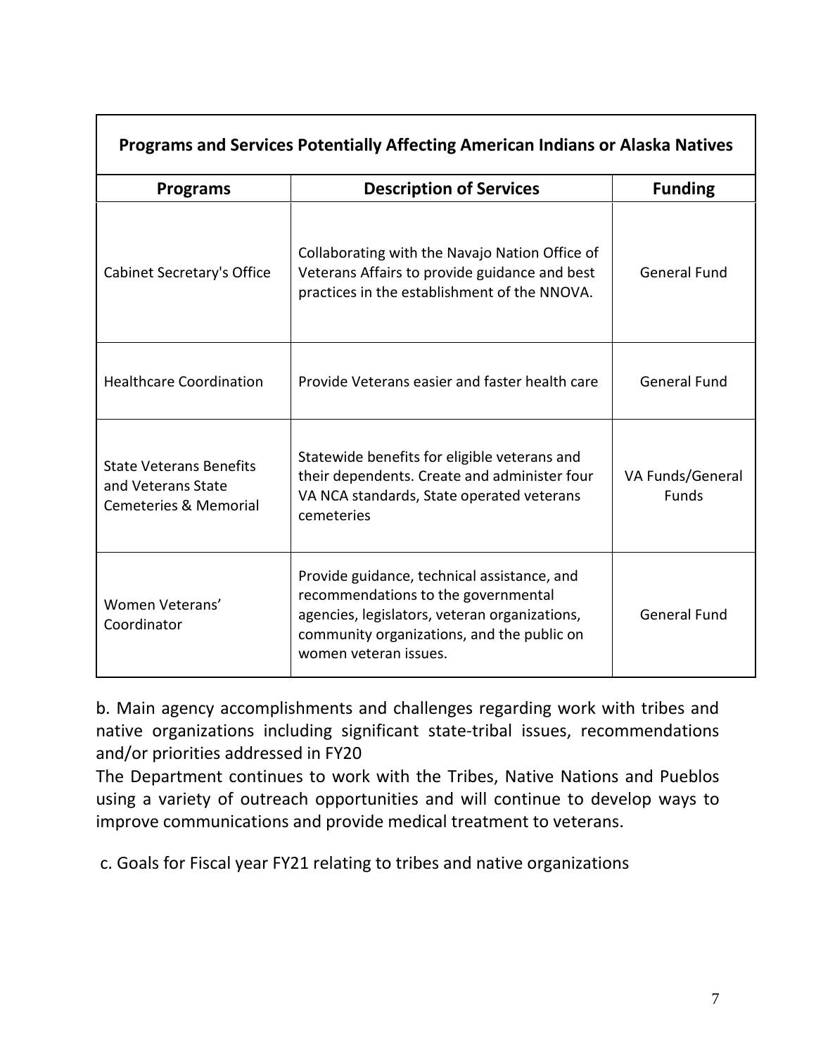| Programs and Services Potentially Affecting American Indians or Alaska Natives | | |
|---|---|---|
| **Programs** | **Description of Services** | **Funding** |
| Cabinet Secretary's Office | Collaborating with the Navajo Nation Office of Veterans Affairs to provide guidance and best practices in the establishment of the NNOVA. | General Fund |
| Healthcare Coordination | Provide Veterans easier and faster health care | General Fund |
| State Veterans Benefits and Veterans State Cemeteries & Memorial | Statewide benefits for eligible veterans and their dependents. Create and administer four VA NCA standards, State operated veterans cemeteries | VA Funds/General Funds |
| Women Veterans' Coordinator | Provide guidance, technical assistance, and recommendations to the governmental agencies, legislators, veteran organizations, community organizations, and the public on women veteran issues. | General Fund |

b. Main agency accomplishments and challenges regarding work with tribes and native organizations including significant state-tribal issues, recommendations and/or priorities addressed in FY20

The Department continues to work with the Tribes, Native Nations and Pueblos using a variety of outreach opportunities and will continue to develop ways to improve communications and provide medical treatment to veterans.

c. Goals for Fiscal year FY21 relating to tribes and native organizations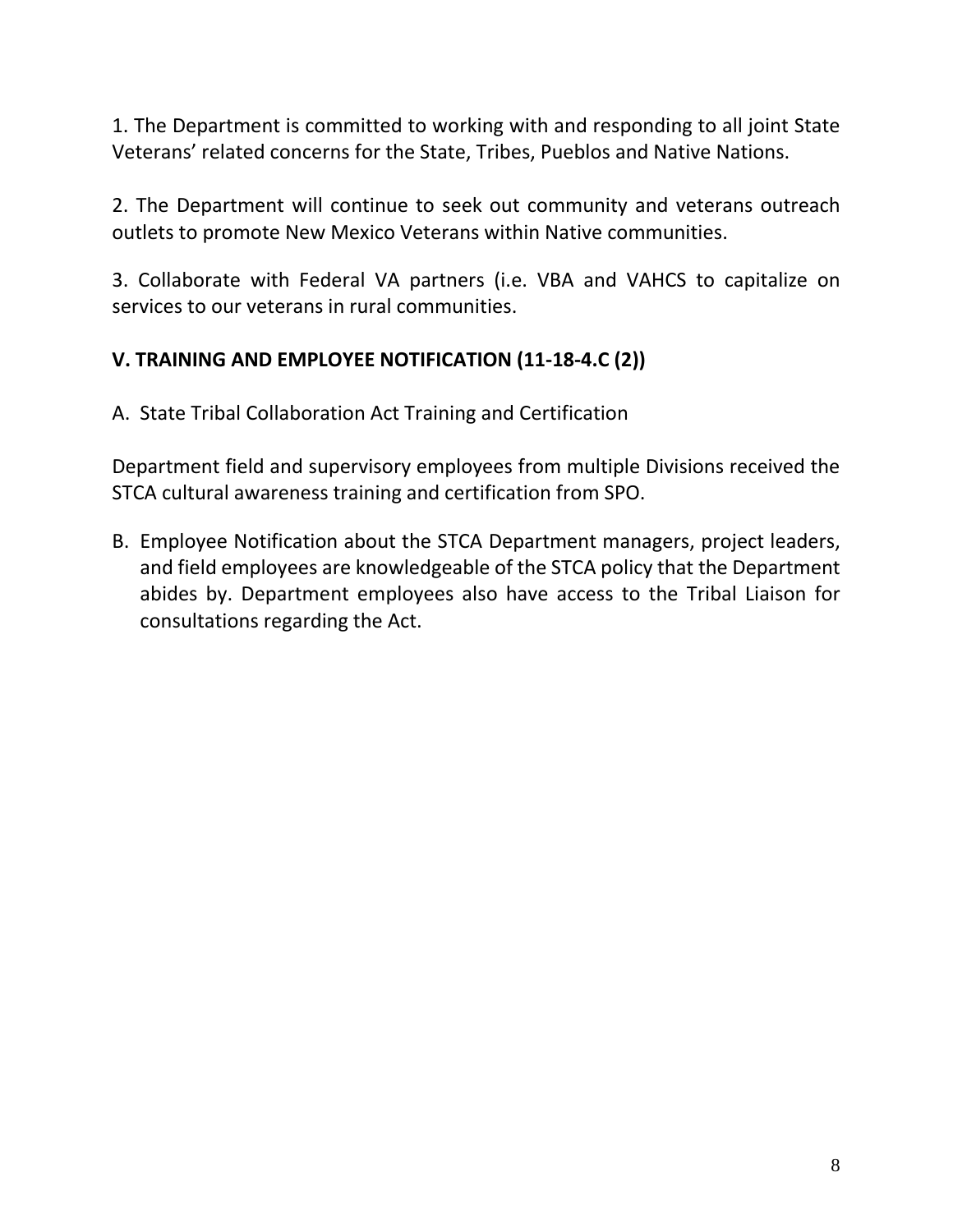1. The Department is committed to working with and responding to all joint State Veterans' related concerns for the State, Tribes, Pueblos and Native Nations.

2. The Department will continue to seek out community and veterans outreach outlets to promote New Mexico Veterans within Native communities.

3. Collaborate with Federal VA partners (i.e. VBA and VAHCS to capitalize on services to our veterans in rural communities.

## V. TRAINING AND EMPLOYEE NOTIFICATION (11-18-4.C (2))

A. State Tribal Collaboration Act Training and Certification

Department field and supervisory employees from multiple Divisions received the STCA cultural awareness training and certification from SPO.

B. Employee Notification about the STCA Department managers, project leaders, and field employees are knowledgeable of the STCA policy that the Department abides by. Department employees also have access to the Tribal Liaison for consultations regarding the Act.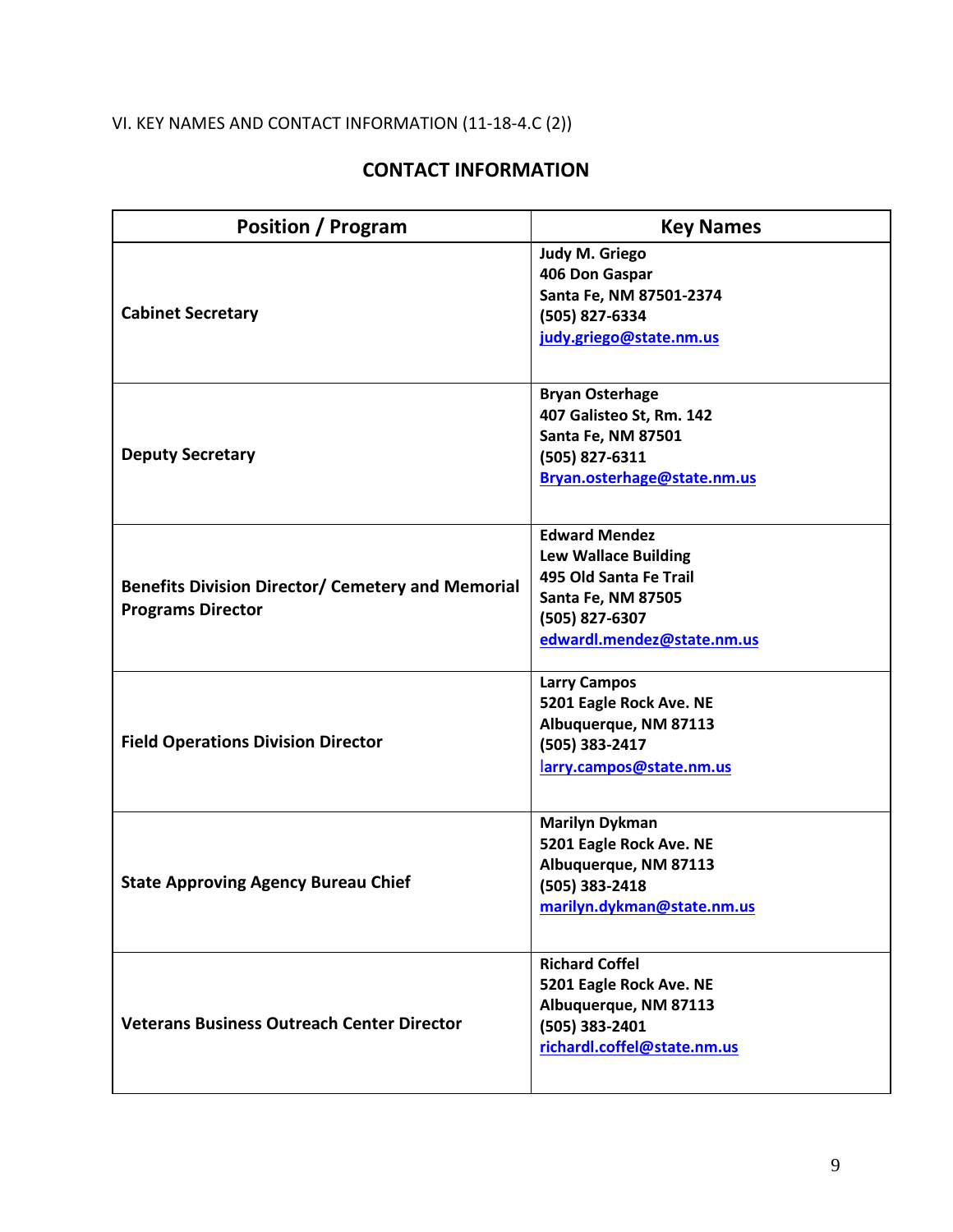VI. KEY NAMES AND CONTACT INFORMATION (11-18-4.C (2))

## CONTACT INFORMATION

| Position / Program | Key Names |
|---|---|
| **Cabinet Secretary** | **Judy M. Griego**<br>**406 Don Gaspar**<br>**Santa Fe, NM 87501-2374**<br>**(505) 827-6334**<br>**judy.griego@state.nm.us** |
| **Deputy Secretary** | **Bryan Osterhage**<br>**407 Galisteo St, Rm. 142**<br>**Santa Fe, NM 87501**<br>**(505) 827-6311**<br>**Bryan.osterhage@state.nm.us** |
| **Benefits Division Director/ Cemetery and Memorial Programs Director** | **Edward Mendez**<br>**Lew Wallace Building**<br>**495 Old Santa Fe Trail**<br>**Santa Fe, NM 87505**<br>**(505) 827-6307**<br>**edwardl.mendez@state.nm.us** |
| **Field Operations Division Director** | **Larry Campos**<br>**5201 Eagle Rock Ave. NE**<br>**Albuquerque, NM 87113**<br>**(505) 383-2417**<br>**larry.campos@state.nm.us** |
| **State Approving Agency Bureau Chief** | **Marilyn Dykman**<br>**5201 Eagle Rock Ave. NE**<br>**Albuquerque, NM 87113**<br>**(505) 383-2418**<br>**marilyn.dykman@state.nm.us** |
| **Veterans Business Outreach Center Director** | **Richard Coffel**<br>**5201 Eagle Rock Ave. NE**<br>**Albuquerque, NM 87113**<br>**(505) 383-2401**<br>**richardl.coffel@state.nm.us** |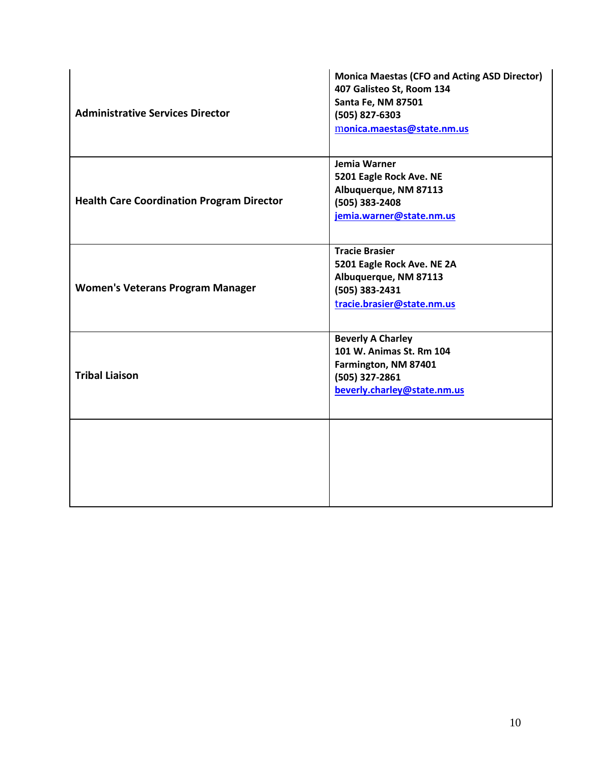| | |
|---|---|
| **Administrative Services Director** | **Monica Maestas (CFO and Acting ASD Director)**<br>**407 Galisteo St, Room 134**<br>**Santa Fe, NM 87501**<br>**(505) 827-6303**<br>**monica.maestas@state.nm.us** |
| **Health Care Coordination Program Director** | **Jemia Warner**<br>**5201 Eagle Rock Ave. NE**<br>**Albuquerque, NM 87113**<br>**(505) 383-2408**<br>**jemia.warner@state.nm.us** |
| **Women's Veterans Program Manager** | **Tracie Brasier**<br>**5201 Eagle Rock Ave. NE 2A**<br>**Albuquerque, NM 87113**<br>**(505) 383-2431**<br>**tracie.brasier@state.nm.us** |
| **Tribal Liaison** | **Beverly A Charley**<br>**101 W. Animas St. Rm 104**<br>**Farmington, NM 87401**<br>**(505) 327-2861**<br>**beverly.charley@state.nm.us** |
| | |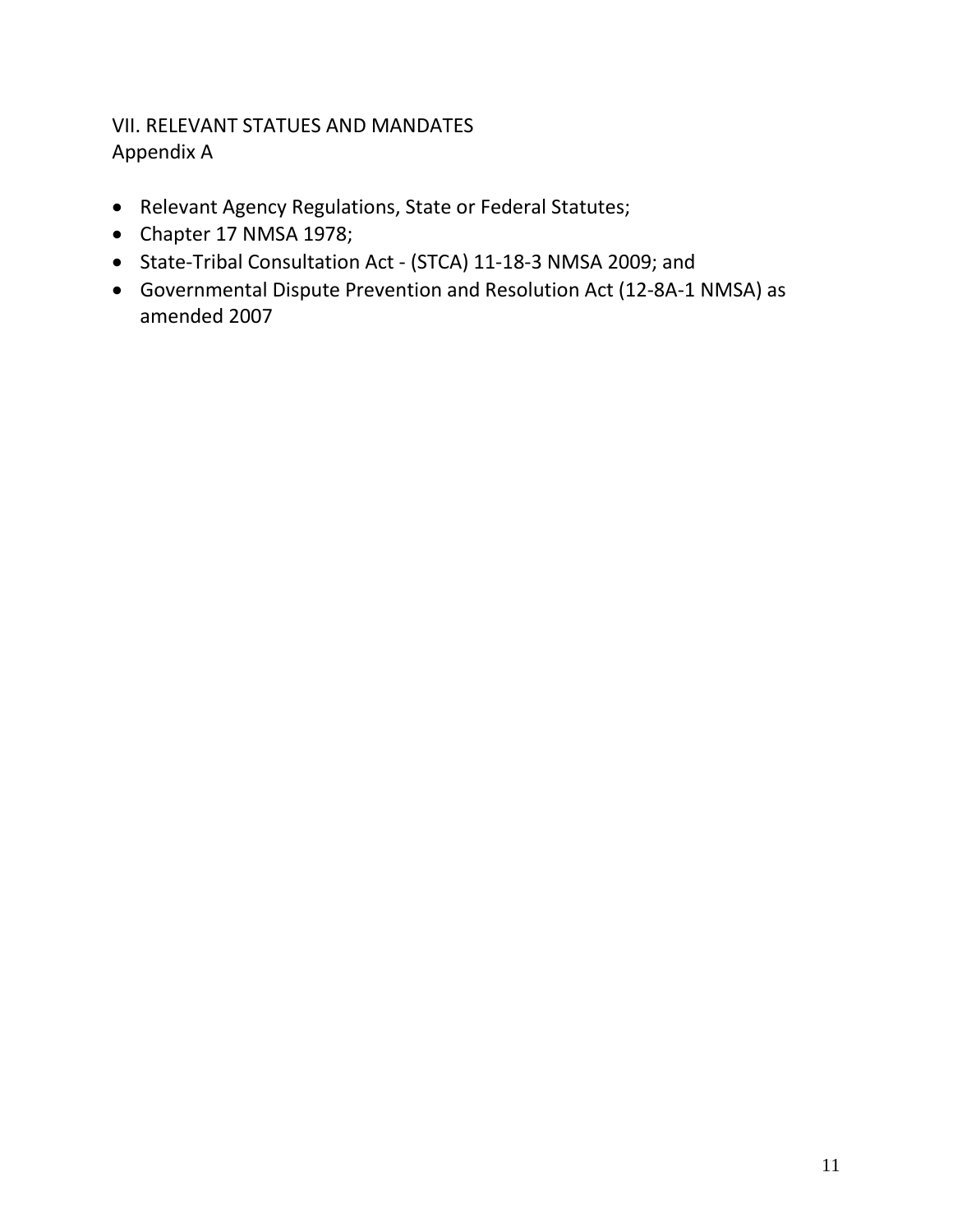## VII. RELEVANT STATUES AND MANDATES
Appendix A

- Relevant Agency Regulations, State or Federal Statutes;
- Chapter 17 NMSA 1978;
- State-Tribal Consultation Act - (STCA) 11-18-3 NMSA 2009; and
- Governmental Dispute Prevention and Resolution Act (12-8A-1 NMSA) as amended 2007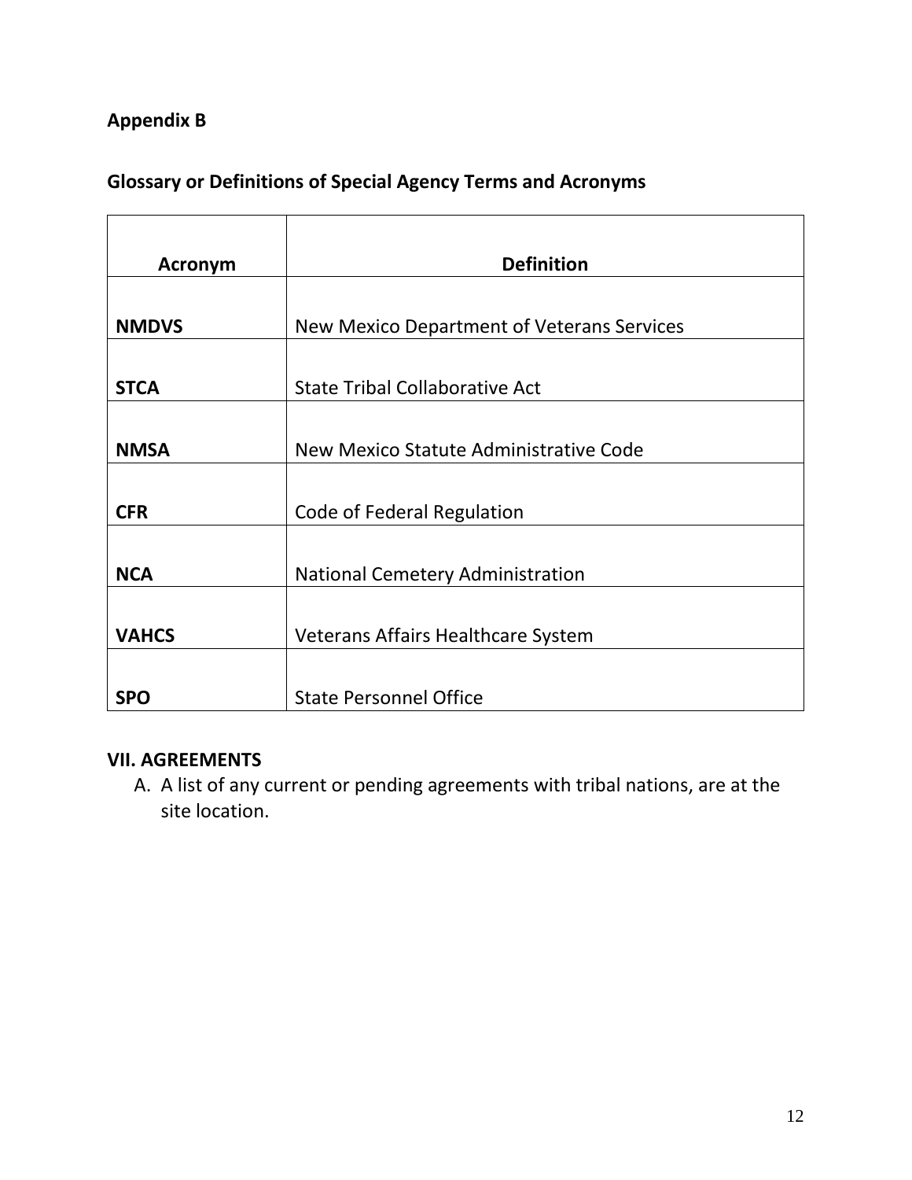## Appendix B

### Glossary or Definitions of Special Agency Terms and Acronyms

| Acronym | Definition |
|---|---|
| **NMDVS** | New Mexico Department of Veterans Services |
| **STCA** | State Tribal Collaborative Act |
| **NMSA** | New Mexico Statute Administrative Code |
| **CFR** | Code of Federal Regulation |
| **NCA** | National Cemetery Administration |
| **VAHCS** | Veterans Affairs Healthcare System |
| **SPO** | State Personnel Office |

### VII. AGREEMENTS

A. A list of any current or pending agreements with tribal nations, are at the site location.